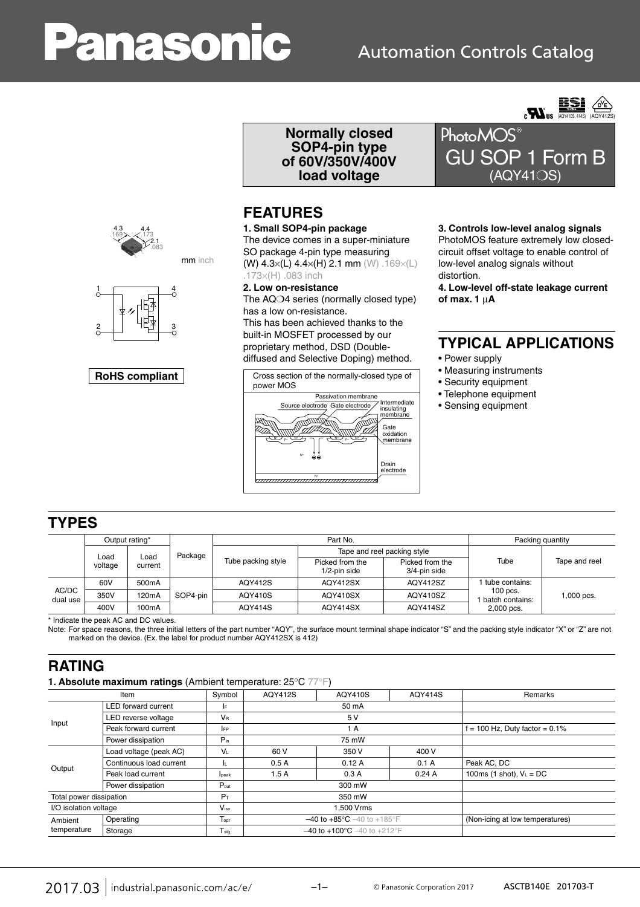# Panasonic

Automation Controls Catalog

**Normally closed SOP4-pin type of 60V/350V/400V load voltage**

# PhotoMOS® GU SOP 1 Form B (AQY41○S)

mm inch

**RoHS compliant**

## FEATURES

**1. Small SOP4-pin package**

The device comes in a super-miniature SO package 4-pin type measuring (W) 4.3×(L) 4.4×(H) 2.1 mm (W) .169×(L) .173×(H) .083 inch

**2. Low on-resistance**

The AQ○4 series (normally closed type) has a low on-resistance.
This has been achieved thanks to the built-in MOSFET processed by our proprietary method, DSD (Double-diffused and Selective Doping) method.

Cross section of the normally-closed type of power MOS

**3. Controls low-level analog signals**

PhotoMOS feature extremely low closed-circuit offset voltage to enable control of low-level analog signals without distortion.

**4. Low-level off-state leakage current of max. 1 μA**

## TYPICAL APPLICATIONS

- Power supply
- Measuring instruments
- Security equipment
- Telephone equipment
- Sensing equipment

## TYPES

| | Output rating* | | Package | Part No. | | | Packing quantity | |
|---|---|---|---|---|---|---|---|---|
| | Load voltage | Load current | | Tube packing style | Tape and reel packing style | | Tube | Tape and reel |
| | | | | | Picked from the 1/2-pin side | Picked from the 3/4-pin side | | |
| AC/DC dual use | 60V | 500mA | SOP4-pin | AQY412S | AQY412SX | AQY412SZ | 1 tube contains: 100 pcs. 1 batch contains: 2,000 pcs. | 1,000 pcs. |
| | 350V | 120mA | | AQY410S | AQY410SX | AQY410SZ | | |
| | 400V | 100mA | | AQY414S | AQY414SX | AQY414SZ | | |

\* Indicate the peak AC and DC values.

Note: For space reasons, the three initial letters of the part number "AQY", the surface mount terminal shape indicator "S" and the packing style indicator "X" or "Z" are not marked on the device. (Ex. the label for product number AQY412SX is 412)

## RATING

**1. Absolute maximum ratings** (Ambient temperature: 25°C 77°F)

| Item | | Symbol | AQY412S | AQY410S | AQY414S | Remarks |
|---|---|---|---|---|---|---|
| Input | LED forward current | $I_F$ | 50 mA | | | |
| | LED reverse voltage | $V_R$ | 5 V | | | |
| | Peak forward current | $I_{FP}$ | 1 A | | | f = 100 Hz, Duty factor = 0.1% |
| | Power dissipation | $P_{in}$ | 75 mW | | | |
| Output | Load voltage (peak AC) | $V_L$ | 60 V | 350 V | 400 V | |
| | Continuous load current | $I_L$ | 0.5 A | 0.12 A | 0.1 A | Peak AC, DC |
| | Peak load current | $I_{peak}$ | 1.5 A | 0.3 A | 0.24 A | 100ms (1 shot), $V_L$ = DC |
| | Power dissipation | $P_{out}$ | 300 mW | | | |
| Total power dissipation | | $P_T$ | 350 mW | | | |
| I/O isolation voltage | | $V_{iso}$ | 1,500 Vrms | | | |
| Ambient temperature | Operating | $T_{opr}$ | –40 to +85°C –40 to +185°F | | | (Non-icing at low temperatures) |
| | Storage | $T_{stg}$ | –40 to +100°C –40 to +212°F | | | |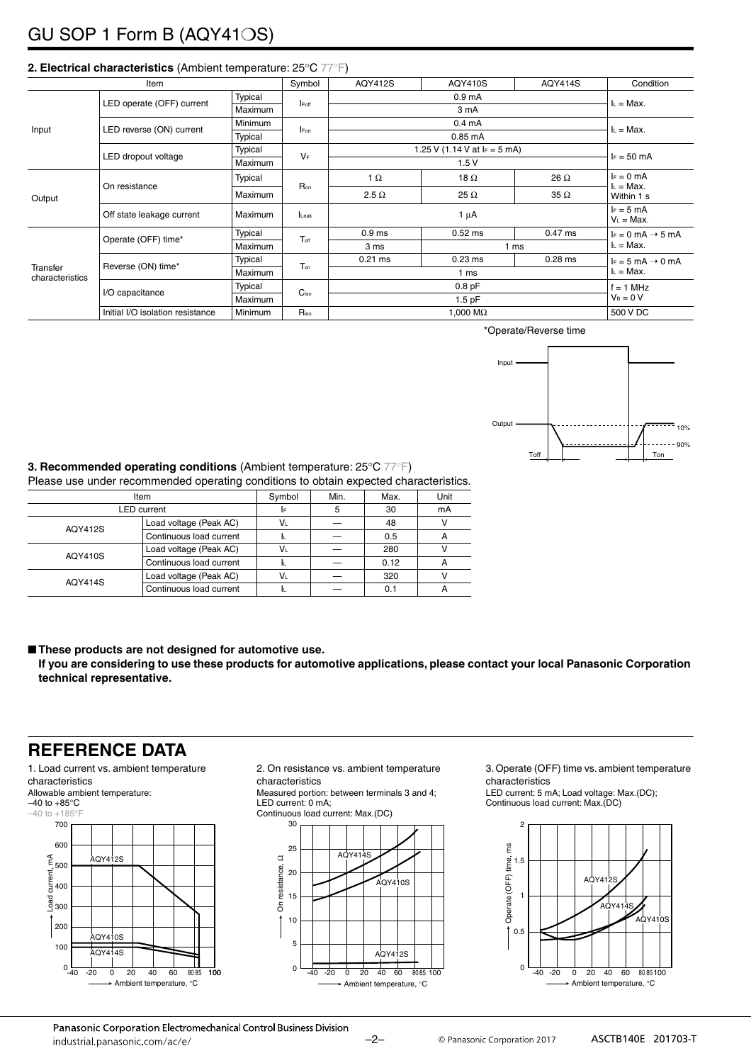# GU SOP 1 Form B (AQY41○S)

**2. Electrical characteristics** (Ambient temperature: 25°C 77°F)

| Item | | | Symbol | AQY412S | AQY410S | AQY414S | Condition |
|---|---|---|---|---|---|---|---|
| Input | LED operate (OFF) current | Typical | $I_{Foff}$ | 0.9 mA | | | $I_L$ = Max. |
| | | Maximum | | 3 mA | | | |
| | LED reverse (ON) current | Minimum | $I_{Fon}$ | 0.4 mA | | | $I_L$ = Max. |
| | | Typical | | 0.85 mA | | | |
| | LED dropout voltage | Typical | $V_F$ | 1.25 V (1.14 V at $I_F$ = 5 mA) | | | $I_F$ = 50 mA |
| | | Maximum | | 1.5 V | | | |
| Output | On resistance | Typical | $R_{on}$ | 1 Ω | 18 Ω | 26 Ω | $I_F$ = 0 mA $I_L$ = Max. Within 1 s |
| | | Maximum | | 2.5 Ω | 25 Ω | 35 Ω | |
| | Off state leakage current | Maximum | $I_{Leak}$ | 1 μA | | | $I_F$ = 5 mA $V_L$ = Max. |
| Transfer characteristics | Operate (OFF) time* | Typical | $T_{off}$ | 0.9 ms | 0.52 ms | 0.47 ms | $I_F$ = 0 mA → 5 mA $I_L$ = Max. |
| | | Maximum | | 3 ms | 1 ms | | |
| | Reverse (ON) time* | Typical | $T_{on}$ | 0.21 ms | 0.23 ms | 0.28 ms | $I_F$ = 5 mA → 0 mA $I_L$ = Max. |
| | | Maximum | | 1 ms | | | |
| | I/O capacitance | Typical | $C_{iso}$ | 0.8 pF | | | f = 1 MHz $V_B$ = 0 V |
| | | Maximum | | 1.5 pF | | | |
| | Initial I/O isolation resistance | Minimum | $R_{iso}$ | 1,000 MΩ | | | 500 V DC |

*Operate/Reverse time

Input

Output — 10% — 90%

Toff Ton

**3. Recommended operating conditions** (Ambient temperature: 25°C 77°F)

Please use under recommended operating conditions to obtain expected characteristics.

| Item | | Symbol | Min. | Max. | Unit |
|---|---|---|---|---|---|
| LED current | | $I_F$ | 5 | 30 | mA |
| AQY412S | Load voltage (Peak AC) | $V_L$ | — | 48 | V |
| | Continuous load current | $I_L$ | — | 0.5 | A |
| AQY410S | Load voltage (Peak AC) | $V_L$ | — | 280 | V |
| | Continuous load current | $I_L$ | — | 0.12 | A |
| AQY414S | Load voltage (Peak AC) | $V_L$ | — | 320 | V |
| | Continuous load current | $I_L$ | — | 0.1 | A |

■ **These products are not designed for automotive use.**
**If you are considering to use these products for automotive applications, please contact your local Panasonic Corporation technical representative.**

## REFERENCE DATA

1. Load current vs. ambient temperature characteristics

Allowable ambient temperature:
–40 to +85°C
–40 to +185°F

2. On resistance vs. ambient temperature characteristics

Measured portion: between terminals 3 and 4;
LED current: 0 mA;
Continuous load current: Max.(DC)

3. Operate (OFF) time vs. ambient temperature characteristics

LED current: 5 mA; Load voltage: Max.(DC);
Continuous load current: Max.(DC)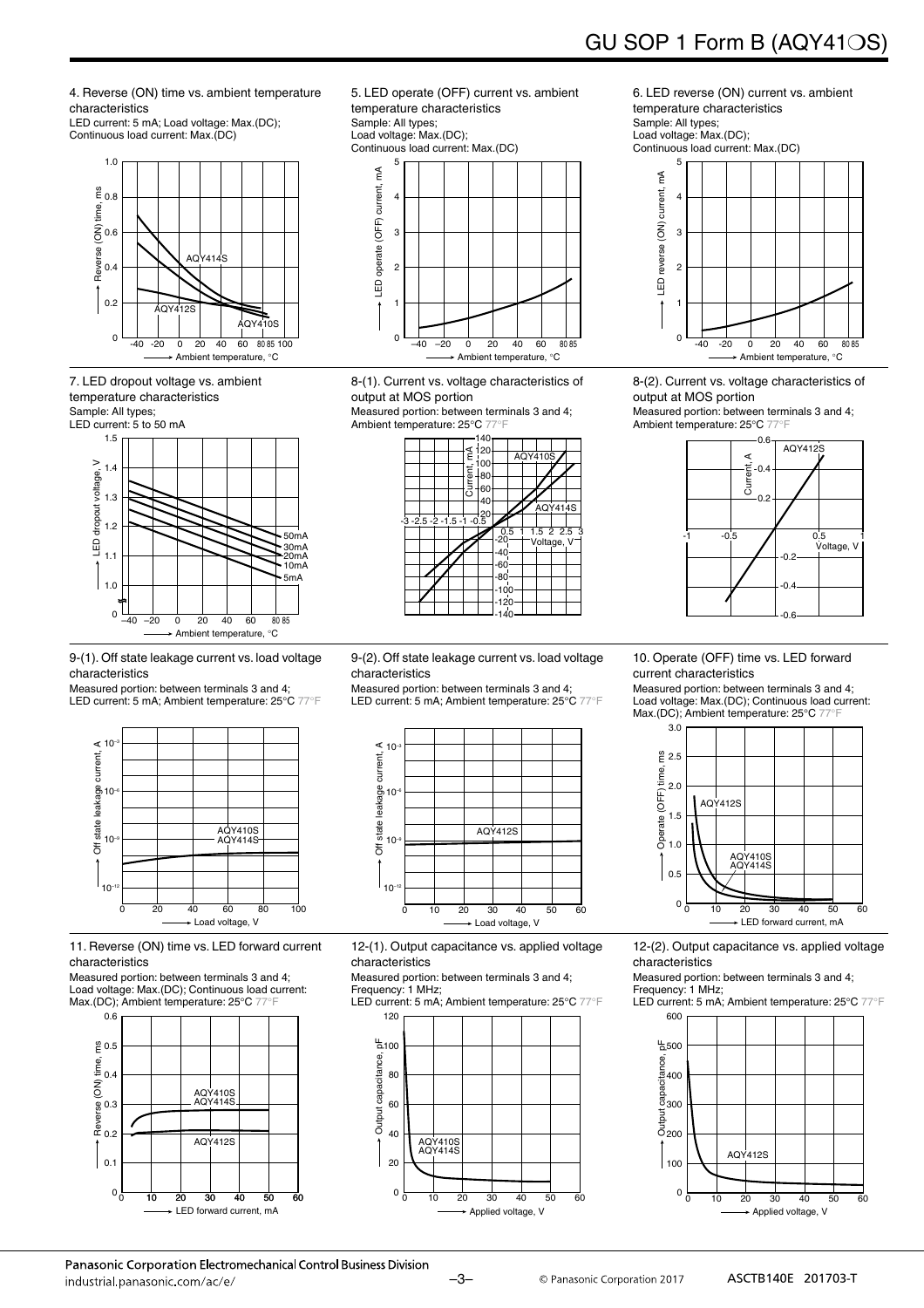4. Reverse (ON) time vs. ambient temperature characteristics

LED current: 5 mA; Load voltage: Max.(DC); Continuous load current: Max.(DC)

5. LED operate (OFF) current vs. ambient temperature characteristics

Sample: All types; Load voltage: Max.(DC); Continuous load current: Max.(DC)

6. LED reverse (ON) current vs. ambient temperature characteristics

Sample: All types; Load voltage: Max.(DC); Continuous load current: Max.(DC)

7. LED dropout voltage vs. ambient temperature characteristics

Sample: All types; LED current: 5 to 50 mA

8-(1). Current vs. voltage characteristics of output at MOS portion

Measured portion: between terminals 3 and 4; Ambient temperature: 25°C 77°F

8-(2). Current vs. voltage characteristics of output at MOS portion

Measured portion: between terminals 3 and 4; Ambient temperature: 25°C 77°F

9-(1). Off state leakage current vs. load voltage characteristics

Measured portion: between terminals 3 and 4; LED current: 5 mA; Ambient temperature: 25°C 77°F

9-(2). Off state leakage current vs. load voltage characteristics

Measured portion: between terminals 3 and 4; LED current: 5 mA; Ambient temperature: 25°C 77°F

10. Operate (OFF) time vs. LED forward current characteristics

Measured portion: between terminals 3 and 4; Load voltage: Max.(DC); Continuous load current: Max.(DC); Ambient temperature: 25°C 77°F

11. Reverse (ON) time vs. LED forward current characteristics

Measured portion: between terminals 3 and 4; Load voltage: Max.(DC); Continuous load current: Max.(DC); Ambient temperature: 25°C 77°F

12-(1). Output capacitance vs. applied voltage characteristics

Measured portion: between terminals 3 and 4; Frequency: 1 MHz; LED current: 5 mA; Ambient temperature: 25°C 77°F

12-(2). Output capacitance vs. applied voltage characteristics

Measured portion: between terminals 3 and 4; Frequency: 1 MHz; LED current: 5 mA; Ambient temperature: 25°C 77°F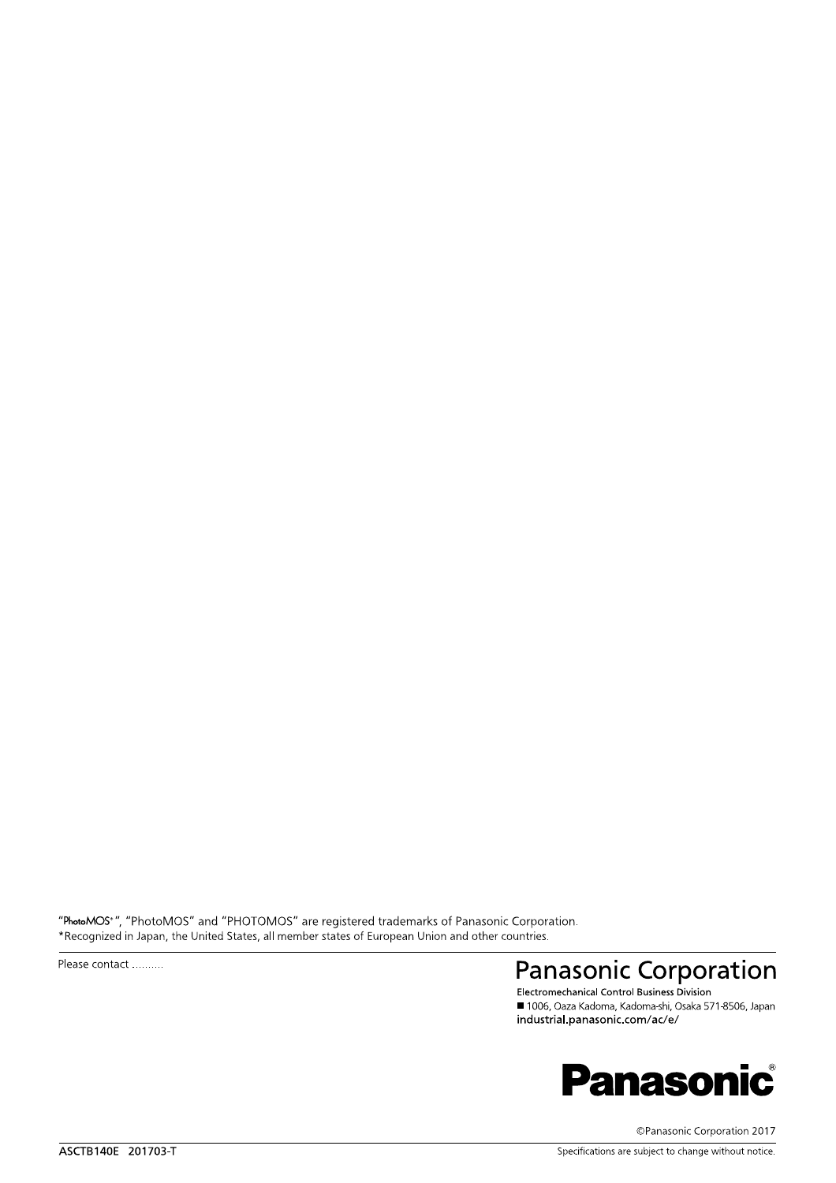"PhotoMOS*", "PhotoMOS" and "PHOTOMOS" are registered trademarks of Panasonic Corporation.
*Recognized in Japan, the United States, all member states of European Union and other countries.

Please contact ..........

# Panasonic Corporation

Electromechanical Control Business Division
■ 1006, Oaza Kadoma, Kadoma-shi, Osaka 571-8506, Japan
industrial.panasonic.com/ac/e/

**Panasonic**®

©Panasonic Corporation 2017

ASCTB140E 201703-T

Specifications are subject to change without notice.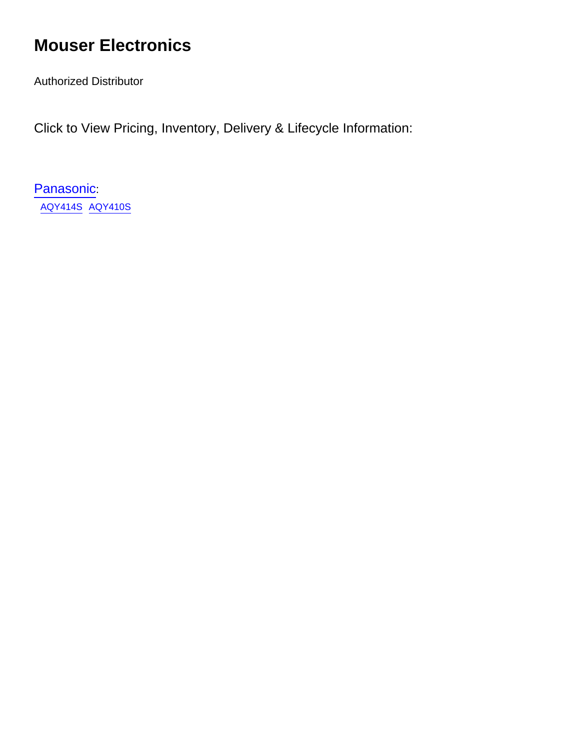# Mouser Electronics

Authorized Distributor

Click to View Pricing, Inventory, Delivery & Lifecycle Information:

Panasonic:

AQY414S AQY410S